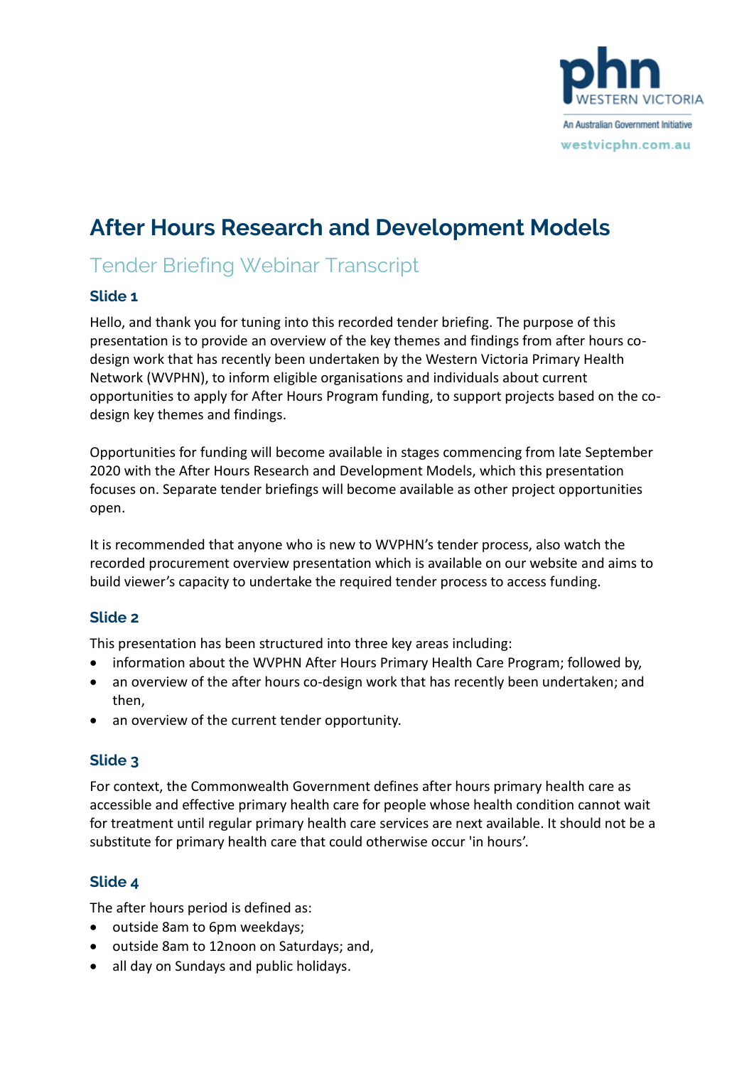# After Hours Research and Development Models

## Tender Briefing Webinar Transcript

### Slide 1

Hello, and thank you for tuning into this recorded tender briefing. The purpose of this presentation is to provide an overview of the key themes and findings from after hours co-design work that has recently been undertaken by the Western Victoria Primary Health Network (WVPHN), to inform eligible organisations and individuals about current opportunities to apply for After Hours Program funding, to support projects based on the co-design key themes and findings.

Opportunities for funding will become available in stages commencing from late September 2020 with the After Hours Research and Development Models, which this presentation focuses on. Separate tender briefings will become available as other project opportunities open.

It is recommended that anyone who is new to WVPHN's tender process, also watch the recorded procurement overview presentation which is available on our website and aims to build viewer's capacity to undertake the required tender process to access funding.

### Slide 2

This presentation has been structured into three key areas including:

- information about the WVPHN After Hours Primary Health Care Program; followed by,
- an overview of the after hours co-design work that has recently been undertaken; and then,
- an overview of the current tender opportunity.

### Slide 3

For context, the Commonwealth Government defines after hours primary health care as accessible and effective primary health care for people whose health condition cannot wait for treatment until regular primary health care services are next available. It should not be a substitute for primary health care that could otherwise occur 'in hours'.

### Slide 4

The after hours period is defined as:

- outside 8am to 6pm weekdays;
- outside 8am to 12noon on Saturdays; and,
- all day on Sundays and public holidays.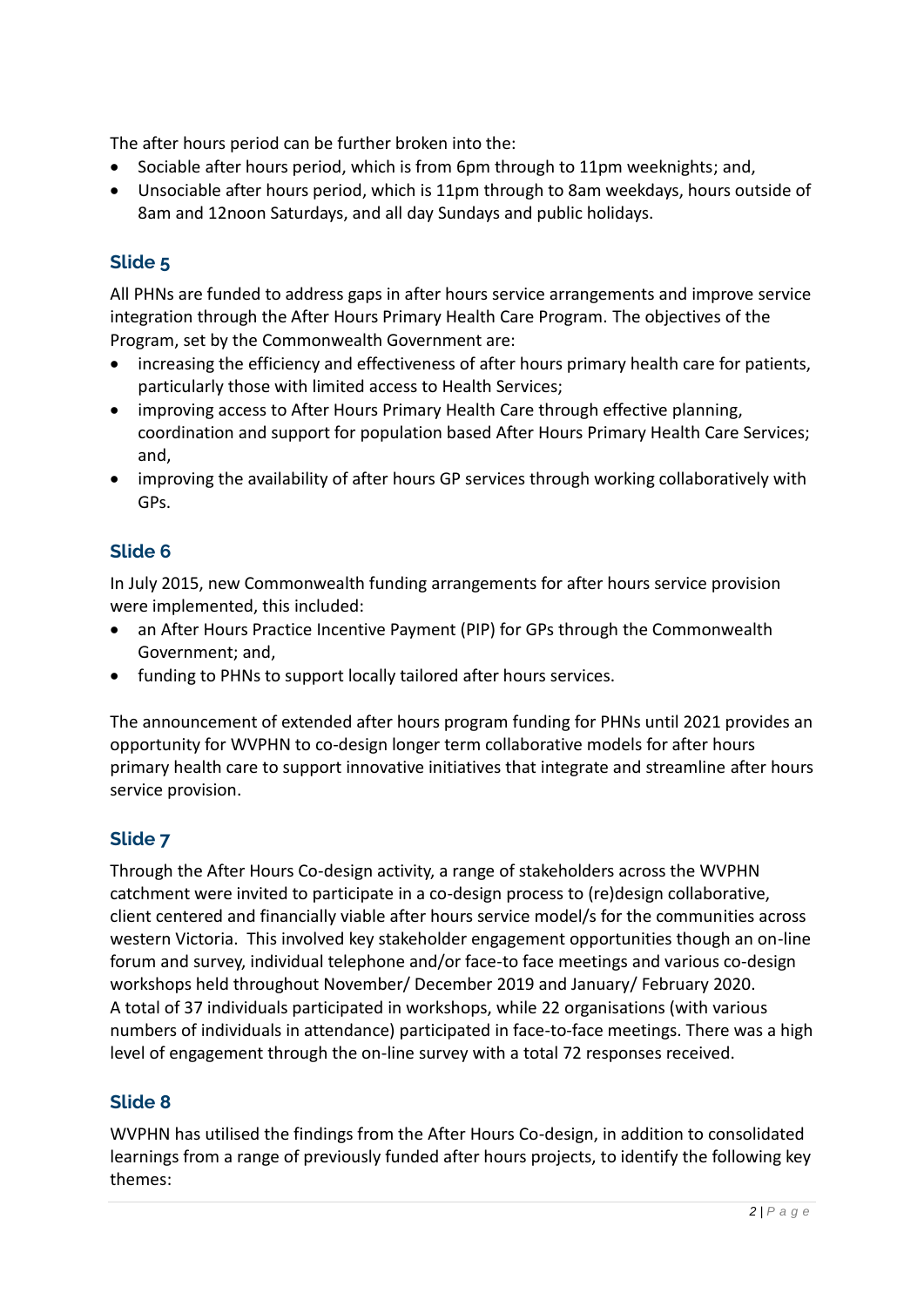The after hours period can be further broken into the:

- Sociable after hours period, which is from 6pm through to 11pm weeknights; and,
- Unsociable after hours period, which is 11pm through to 8am weekdays, hours outside of 8am and 12noon Saturdays, and all day Sundays and public holidays.

## Slide 5

All PHNs are funded to address gaps in after hours service arrangements and improve service integration through the After Hours Primary Health Care Program. The objectives of the Program, set by the Commonwealth Government are:

- increasing the efficiency and effectiveness of after hours primary health care for patients, particularly those with limited access to Health Services;
- improving access to After Hours Primary Health Care through effective planning, coordination and support for population based After Hours Primary Health Care Services; and,
- improving the availability of after hours GP services through working collaboratively with GPs.

## Slide 6

In July 2015, new Commonwealth funding arrangements for after hours service provision were implemented, this included:

- an After Hours Practice Incentive Payment (PIP) for GPs through the Commonwealth Government; and,
- funding to PHNs to support locally tailored after hours services.

The announcement of extended after hours program funding for PHNs until 2021 provides an opportunity for WVPHN to co-design longer term collaborative models for after hours primary health care to support innovative initiatives that integrate and streamline after hours service provision.

## Slide 7

Through the After Hours Co-design activity, a range of stakeholders across the WVPHN catchment were invited to participate in a co-design process to (re)design collaborative, client centered and financially viable after hours service model/s for the communities across western Victoria. This involved key stakeholder engagement opportunities though an on-line forum and survey, individual telephone and/or face-to face meetings and various co-design workshops held throughout November/ December 2019 and January/ February 2020.
A total of 37 individuals participated in workshops, while 22 organisations (with various numbers of individuals in attendance) participated in face-to-face meetings. There was a high level of engagement through the on-line survey with a total 72 responses received.

## Slide 8

WVPHN has utilised the findings from the After Hours Co-design, in addition to consolidated learnings from a range of previously funded after hours projects, to identify the following key themes: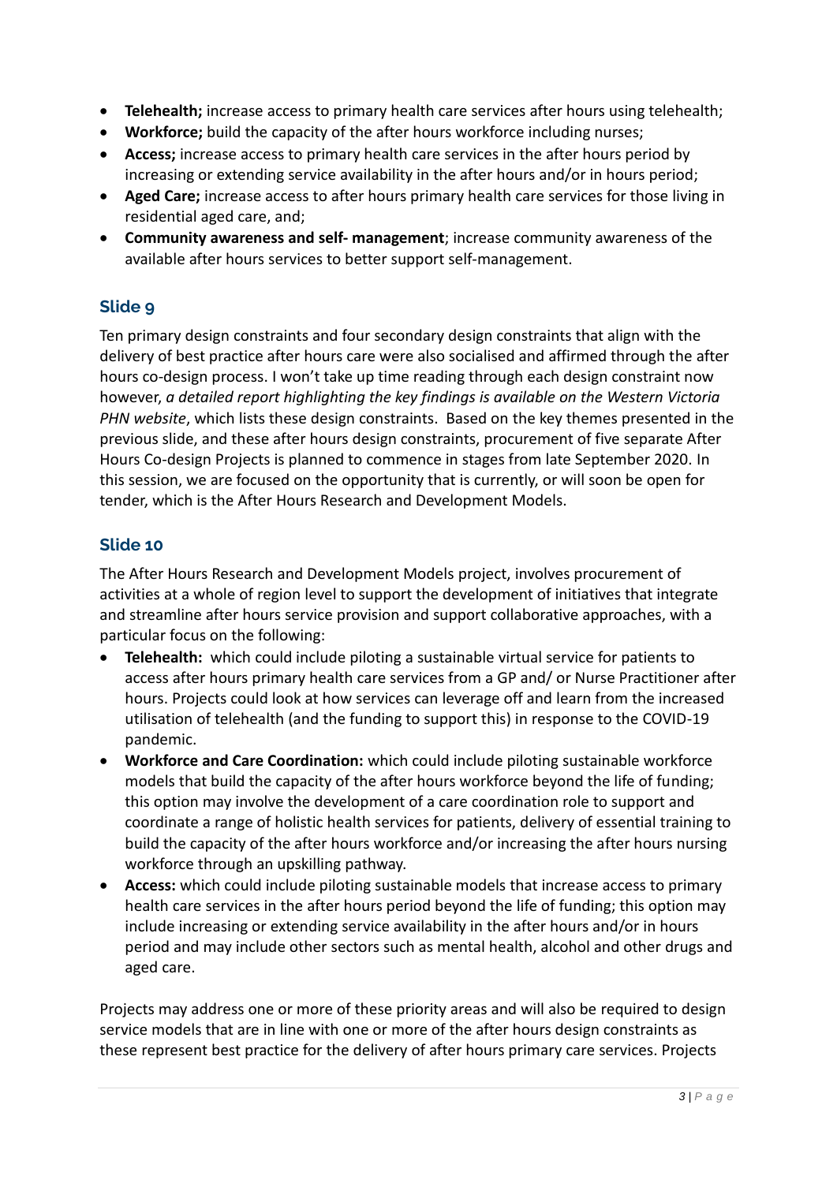- **Telehealth;** increase access to primary health care services after hours using telehealth;
- **Workforce;** build the capacity of the after hours workforce including nurses;
- **Access;** increase access to primary health care services in the after hours period by increasing or extending service availability in the after hours and/or in hours period;
- **Aged Care;** increase access to after hours primary health care services for those living in residential aged care, and;
- **Community awareness and self- management**; increase community awareness of the available after hours services to better support self-management.

## Slide 9

Ten primary design constraints and four secondary design constraints that align with the delivery of best practice after hours care were also socialised and affirmed through the after hours co-design process. I won't take up time reading through each design constraint now however, *a detailed report highlighting the key findings is available on the Western Victoria PHN website*, which lists these design constraints. Based on the key themes presented in the previous slide, and these after hours design constraints, procurement of five separate After Hours Co-design Projects is planned to commence in stages from late September 2020. In this session, we are focused on the opportunity that is currently, or will soon be open for tender, which is the After Hours Research and Development Models.

## Slide 10

The After Hours Research and Development Models project, involves procurement of activities at a whole of region level to support the development of initiatives that integrate and streamline after hours service provision and support collaborative approaches, with a particular focus on the following:

- **Telehealth:** which could include piloting a sustainable virtual service for patients to access after hours primary health care services from a GP and/ or Nurse Practitioner after hours. Projects could look at how services can leverage off and learn from the increased utilisation of telehealth (and the funding to support this) in response to the COVID-19 pandemic.
- **Workforce and Care Coordination:** which could include piloting sustainable workforce models that build the capacity of the after hours workforce beyond the life of funding; this option may involve the development of a care coordination role to support and coordinate a range of holistic health services for patients, delivery of essential training to build the capacity of the after hours workforce and/or increasing the after hours nursing workforce through an upskilling pathway.
- **Access:** which could include piloting sustainable models that increase access to primary health care services in the after hours period beyond the life of funding; this option may include increasing or extending service availability in the after hours and/or in hours period and may include other sectors such as mental health, alcohol and other drugs and aged care.

Projects may address one or more of these priority areas and will also be required to design service models that are in line with one or more of the after hours design constraints as these represent best practice for the delivery of after hours primary care services. Projects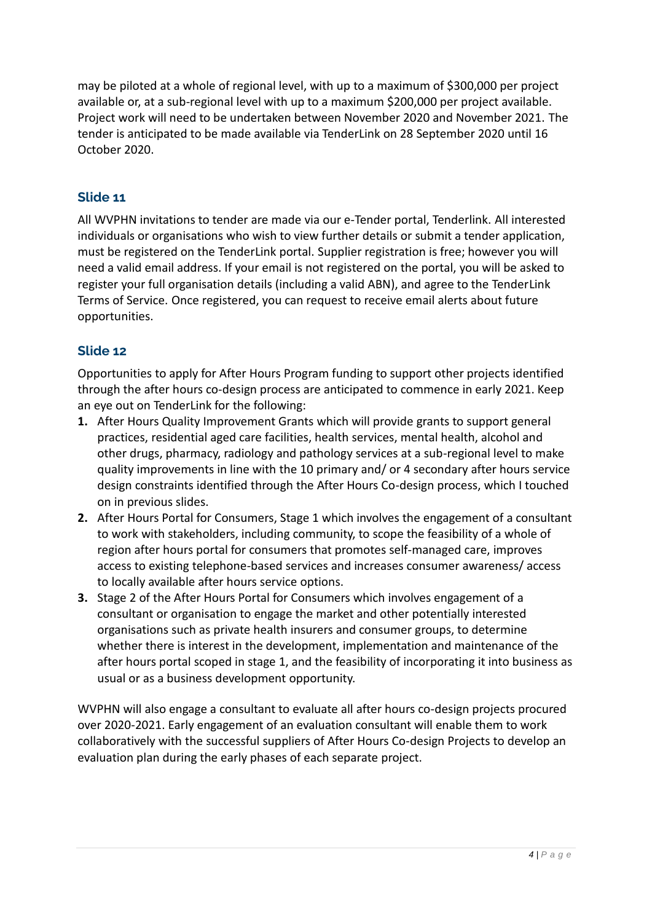may be piloted at a whole of regional level, with up to a maximum of $300,000 per project available or, at a sub-regional level with up to a maximum $200,000 per project available. Project work will need to be undertaken between November 2020 and November 2021. The tender is anticipated to be made available via TenderLink on 28 September 2020 until 16 October 2020.

## Slide 11

All WVPHN invitations to tender are made via our e-Tender portal, Tenderlink. All interested individuals or organisations who wish to view further details or submit a tender application, must be registered on the TenderLink portal. Supplier registration is free; however you will need a valid email address. If your email is not registered on the portal, you will be asked to register your full organisation details (including a valid ABN), and agree to the TenderLink Terms of Service. Once registered, you can request to receive email alerts about future opportunities.

## Slide 12

Opportunities to apply for After Hours Program funding to support other projects identified through the after hours co-design process are anticipated to commence in early 2021. Keep an eye out on TenderLink for the following:

1. After Hours Quality Improvement Grants which will provide grants to support general practices, residential aged care facilities, health services, mental health, alcohol and other drugs, pharmacy, radiology and pathology services at a sub-regional level to make quality improvements in line with the 10 primary and/ or 4 secondary after hours service design constraints identified through the After Hours Co-design process, which I touched on in previous slides.
2. After Hours Portal for Consumers, Stage 1 which involves the engagement of a consultant to work with stakeholders, including community, to scope the feasibility of a whole of region after hours portal for consumers that promotes self-managed care, improves access to existing telephone-based services and increases consumer awareness/ access to locally available after hours service options.
3. Stage 2 of the After Hours Portal for Consumers which involves engagement of a consultant or organisation to engage the market and other potentially interested organisations such as private health insurers and consumer groups, to determine whether there is interest in the development, implementation and maintenance of the after hours portal scoped in stage 1, and the feasibility of incorporating it into business as usual or as a business development opportunity.

WVPHN will also engage a consultant to evaluate all after hours co-design projects procured over 2020-2021. Early engagement of an evaluation consultant will enable them to work collaboratively with the successful suppliers of After Hours Co-design Projects to develop an evaluation plan during the early phases of each separate project.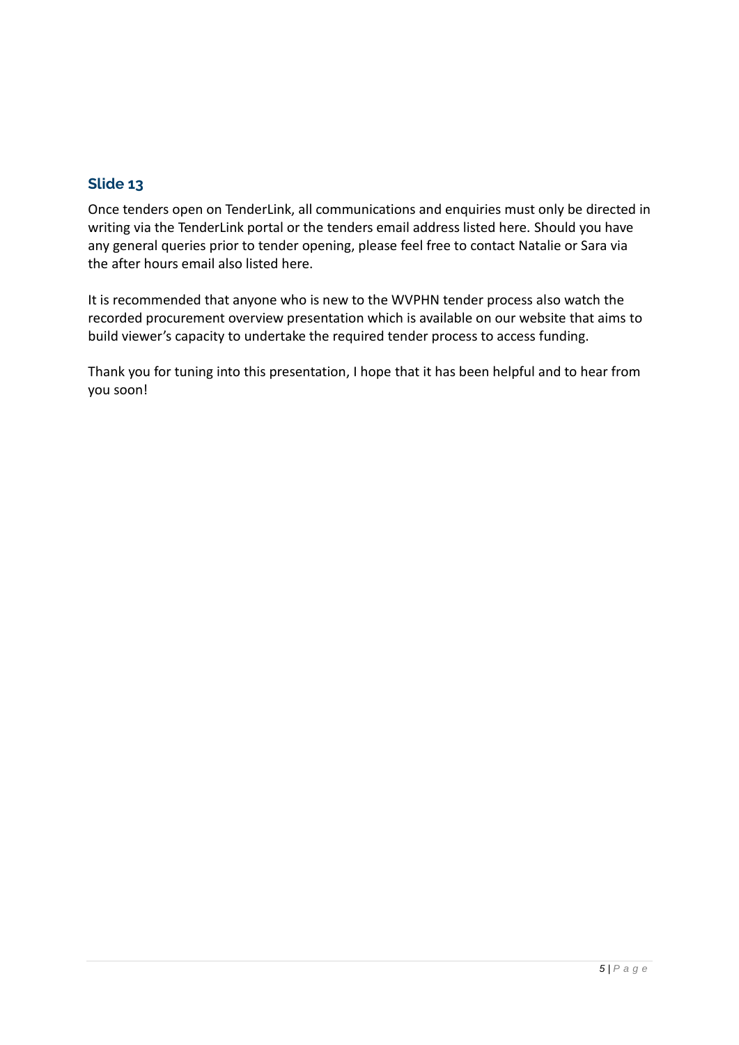## Slide 13

Once tenders open on TenderLink, all communications and enquiries must only be directed in writing via the TenderLink portal or the tenders email address listed here. Should you have any general queries prior to tender opening, please feel free to contact Natalie or Sara via the after hours email also listed here.

It is recommended that anyone who is new to the WVPHN tender process also watch the recorded procurement overview presentation which is available on our website that aims to build viewer's capacity to undertake the required tender process to access funding.

Thank you for tuning into this presentation, I hope that it has been helpful and to hear from you soon!